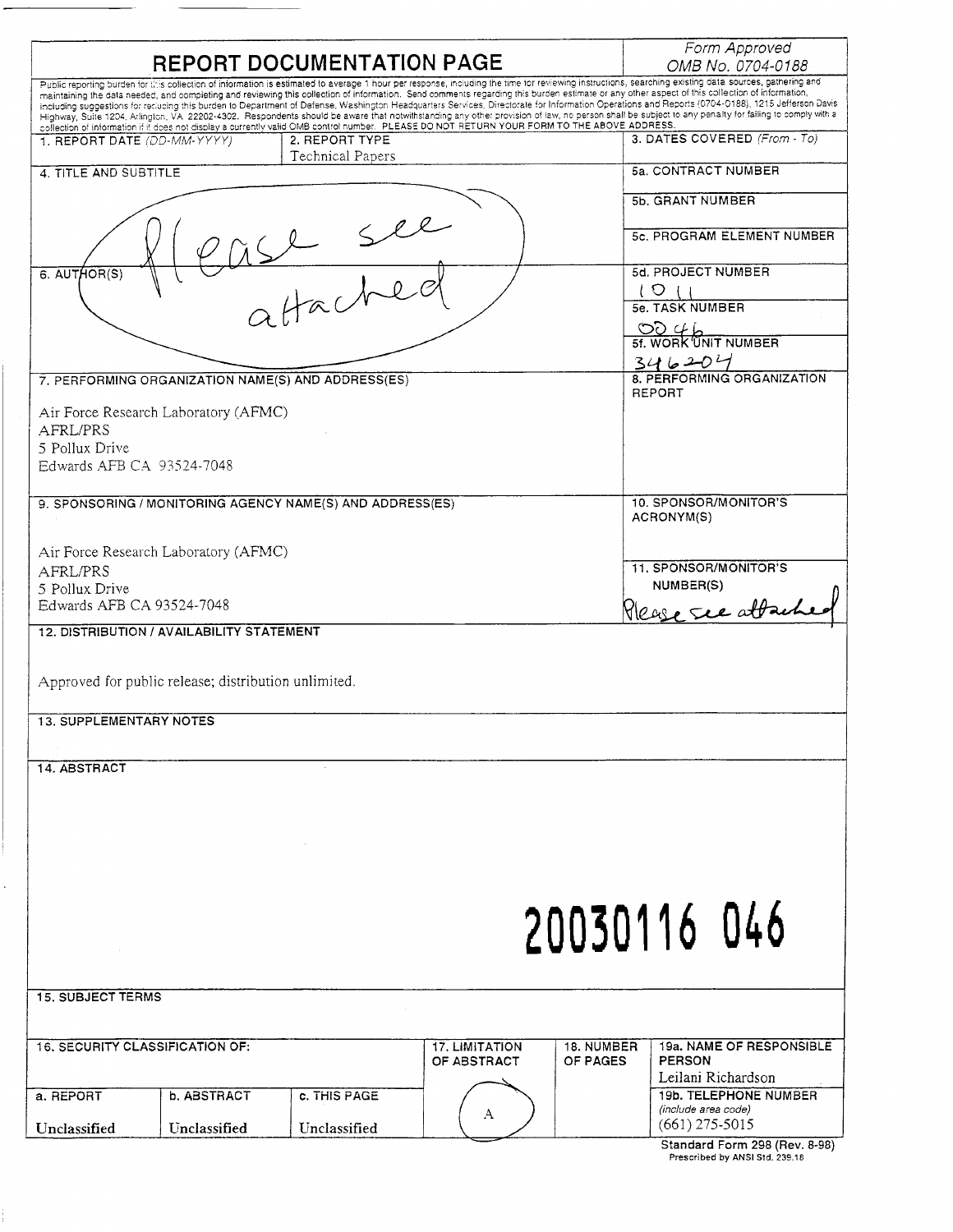# REPORT DOCUMENTATION PAGE

*Form Approved*
*OMB No. 0704-0188*

Public reporting burden for this collection of information is estimated to average 1 hour per response, including the time for reviewing instructions, searching existing data sources, gathering and maintaining the data needed, and completing and reviewing this collection of information. Send comments regarding this burden estimate or any other aspect of this collection of information, including suggestions for reducing this burden to Department of Defense, Washington Headquarters Services, Directorate for Information Operations and Reports (0704-0188), 1215 Jefferson Davis Highway, Suite 1204, Arlington, VA 22202-4302. Respondents should be aware that notwithstanding any other provision of law, no person shall be subject to any penalty for failing to comply with a collection of information if it does not display a currently valid OMB control number. PLEASE DO NOT RETURN YOUR FORM TO THE ABOVE ADDRESS.

| 1. REPORT DATE (*DD-MM-YYYY*) | 2. REPORT TYPE | 3. DATES COVERED (*From - To*) |
|---|---|---|
| | Technical Papers | |

| 4. TITLE AND SUBTITLE | 5a. CONTRACT NUMBER |
|---|---|
| Please see attached | 5b. GRANT NUMBER |
| | 5c. PROGRAM ELEMENT NUMBER |
| 6. AUTHOR(S) | 5d. PROJECT NUMBER 1011 |
| | 5e. TASK NUMBER 0046 |
| | 5f. WORK UNIT NUMBER 346204 |

| 7. PERFORMING ORGANIZATION NAME(S) AND ADDRESS(ES) | 8. PERFORMING ORGANIZATION REPORT |
|---|---|
| Air Force Research Laboratory (AFMC)<br>AFRL/PRS<br>5 Pollux Drive<br>Edwards AFB CA 93524-7048 | |

| 9. SPONSORING / MONITORING AGENCY NAME(S) AND ADDRESS(ES) | 10. SPONSOR/MONITOR'S ACRONYM(S) |
|---|---|
| Air Force Research Laboratory (AFMC)<br>AFRL/PRS<br>5 Pollux Drive<br>Edwards AFB CA 93524-7048 | 11. SPONSOR/MONITOR'S NUMBER(S)<br>Please see attached |

**12. DISTRIBUTION / AVAILABILITY STATEMENT**

Approved for public release; distribution unlimited.

**13. SUPPLEMENTARY NOTES**

**14. ABSTRACT**

20030116 046

**15. SUBJECT TERMS**

| 16. SECURITY CLASSIFICATION OF: | | | 17. LIMITATION OF ABSTRACT | 18. NUMBER OF PAGES | 19a. NAME OF RESPONSIBLE PERSON |
|---|---|---|---|---|---|
| | | | | | Leilani Richardson |
| a. REPORT | b. ABSTRACT | c. THIS PAGE | A | | 19b. TELEPHONE NUMBER (*include area code*) |
| Unclassified | Unclassified | Unclassified | | | (661) 275-5015 |

Standard Form 298 (Rev. 8-98)
Prescribed by ANSI Std. 239.18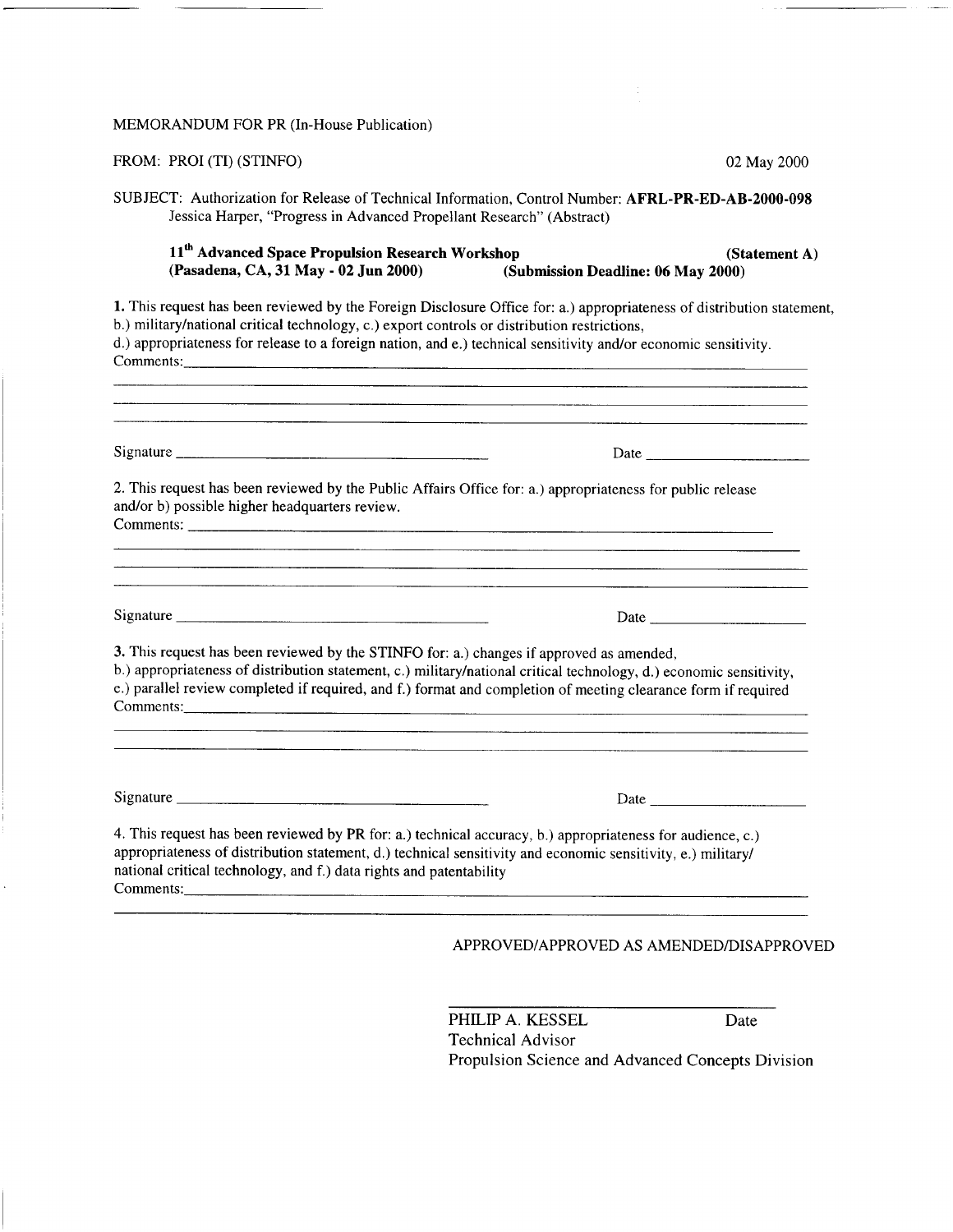MEMORANDUM FOR PR (In-House Publication)

FROM: PROI (TI) (STINFO)

02 May 2000

SUBJECT: Authorization for Release of Technical Information, Control Number: **AFRL-PR-ED-AB-2000-098**
Jessica Harper, "Progress in Advanced Propellant Research" (Abstract)

**11th Advanced Space Propulsion Research Workshop** **(Statement A)**
**(Pasadena, CA, 31 May - 02 Jun 2000)** **(Submission Deadline: 06 May 2000)**

**1.** This request has been reviewed by the Foreign Disclosure Office for: a.) appropriateness of distribution statement, b.) military/national critical technology, c.) export controls or distribution restrictions, d.) appropriateness for release to a foreign nation, and e.) technical sensitivity and/or economic sensitivity.

Comments: \_\_\_\_\_\_\_\_\_\_\_\_\_\_\_\_\_\_\_\_\_\_\_\_\_\_\_\_\_\_\_\_\_\_\_\_\_\_\_\_\_\_

Signature \_\_\_\_\_\_\_\_\_\_\_\_\_\_\_\_\_\_\_\_\_\_\_\_ Date \_\_\_\_\_\_\_\_\_\_\_\_

2. This request has been reviewed by the Public Affairs Office for: a.) appropriateness for public release and/or b) possible higher headquarters review.

Comments: \_\_\_\_\_\_\_\_\_\_\_\_\_\_\_\_\_\_\_\_\_\_\_\_\_\_\_\_\_\_\_\_\_\_\_\_\_\_\_\_\_\_

Signature \_\_\_\_\_\_\_\_\_\_\_\_\_\_\_\_\_\_\_\_\_\_\_\_ Date \_\_\_\_\_\_\_\_\_\_\_\_

**3.** This request has been reviewed by the STINFO for: a.) changes if approved as amended, b.) appropriateness of distribution statement, c.) military/national critical technology, d.) economic sensitivity, e.) parallel review completed if required, and f.) format and completion of meeting clearance form if required

Comments: \_\_\_\_\_\_\_\_\_\_\_\_\_\_\_\_\_\_\_\_\_\_\_\_\_\_\_\_\_\_\_\_\_\_\_\_\_\_\_\_\_\_

Signature \_\_\_\_\_\_\_\_\_\_\_\_\_\_\_\_\_\_\_\_\_\_\_\_ Date \_\_\_\_\_\_\_\_\_\_\_\_

4. This request has been reviewed by PR for: a.) technical accuracy, b.) appropriateness for audience, c.) appropriateness of distribution statement, d.) technical sensitivity and economic sensitivity, e.) military/ national critical technology, and f.) data rights and patentability

Comments: \_\_\_\_\_\_\_\_\_\_\_\_\_\_\_\_\_\_\_\_\_\_\_\_\_\_\_\_\_\_\_\_\_\_\_\_\_\_\_\_\_\_

APPROVED/APPROVED AS AMENDED/DISAPPROVED

\_\_\_\_\_\_\_\_\_\_\_\_\_\_\_\_\_\_\_\_\_\_\_\_\_\_\_\_\_\_\_\_

PHILIP A. KESSEL Date
Technical Advisor
Propulsion Science and Advanced Concepts Division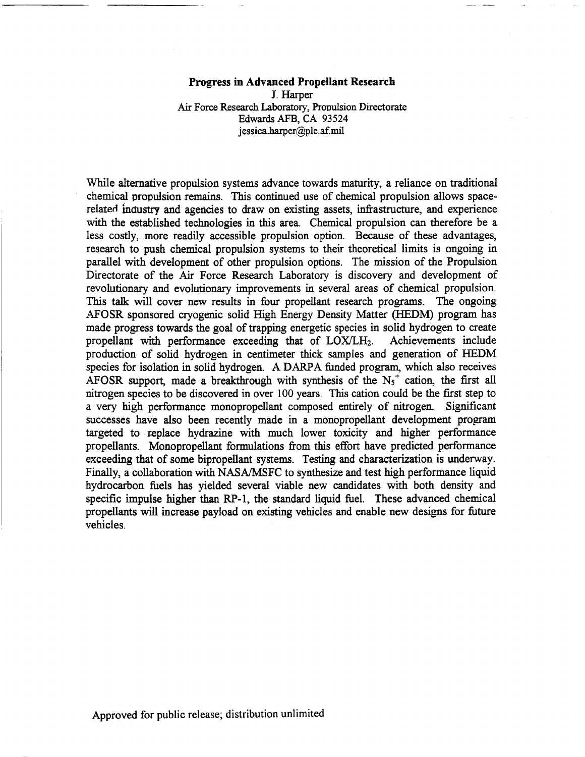**Progress in Advanced Propellant Research**

J. Harper
Air Force Research Laboratory, Propulsion Directorate
Edwards AFB, CA 93524
jessica.harper@ple.af.mil

While alternative propulsion systems advance towards maturity, a reliance on traditional chemical propulsion remains. This continued use of chemical propulsion allows space-related industry and agencies to draw on existing assets, infrastructure, and experience with the established technologies in this area. Chemical propulsion can therefore be a less costly, more readily accessible propulsion option. Because of these advantages, research to push chemical propulsion systems to their theoretical limits is ongoing in parallel with development of other propulsion options. The mission of the Propulsion Directorate of the Air Force Research Laboratory is discovery and development of revolutionary and evolutionary improvements in several areas of chemical propulsion. This talk will cover new results in four propellant research programs. The ongoing AFOSR sponsored cryogenic solid High Energy Density Matter (HEDM) program has made progress towards the goal of trapping energetic species in solid hydrogen to create propellant with performance exceeding that of LOX/$LH_2$. Achievements include production of solid hydrogen in centimeter thick samples and generation of HEDM species for isolation in solid hydrogen. A DARPA funded program, which also receives AFOSR support, made a breakthrough with synthesis of the $N_5^+$ cation, the first all nitrogen species to be discovered in over 100 years. This cation could be the first step to a very high performance monopropellant composed entirely of nitrogen. Significant successes have also been recently made in a monopropellant development program targeted to replace hydrazine with much lower toxicity and higher performance propellants. Monopropellant formulations from this effort have predicted performance exceeding that of some bipropellant systems. Testing and characterization is underway. Finally, a collaboration with NASA/MSFC to synthesize and test high performance liquid hydrocarbon fuels has yielded several viable new candidates with both density and specific impulse higher than RP-1, the standard liquid fuel. These advanced chemical propellants will increase payload on existing vehicles and enable new designs for future vehicles.

Approved for public release; distribution unlimited